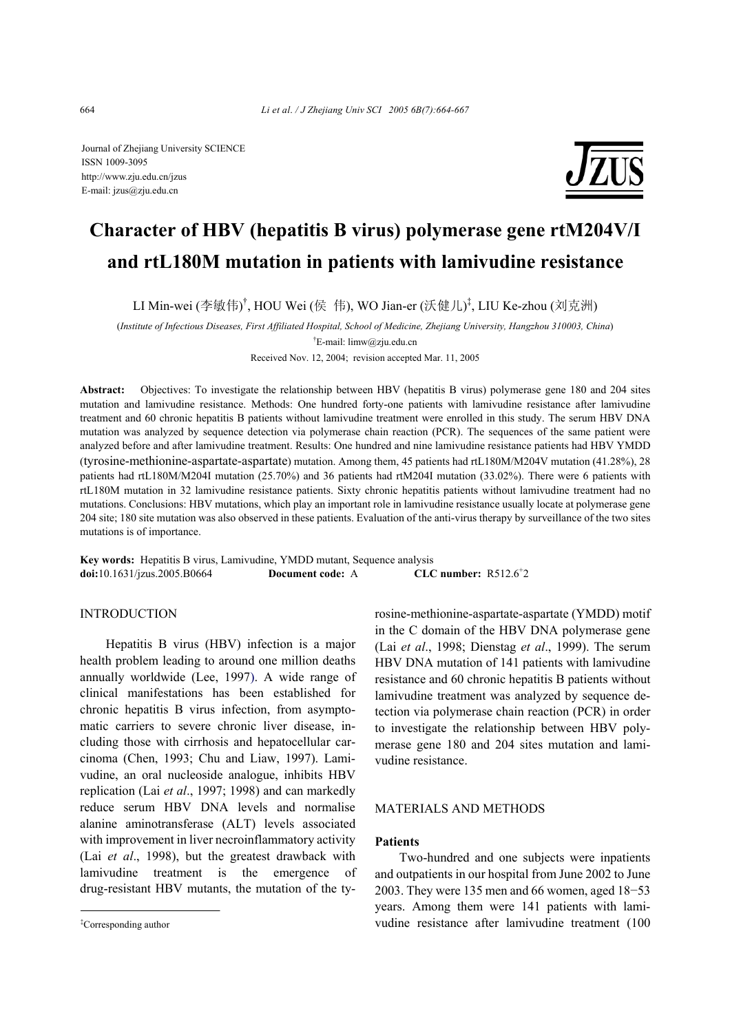Journal of Zhejiang University SCIENCE
ISSN 1009-3095
http://www.zju.edu.cn/jzus
E-mail: jzus@zju.edu.cn

# Character of HBV (hepatitis B virus) polymerase gene rtM204V/I and rtL180M mutation in patients with lamivudine resistance

LI Min-wei (李敏伟)[†], HOU Wei (侯 伟), WO Jian-er (沃健儿)[‡], LIU Ke-zhou (刘克洲)

(*Institute of Infectious Diseases, First Affiliated Hospital, School of Medicine, Zhejiang University, Hangzhou 310003, China*)

[†]E-mail: limw@zju.edu.cn

Received Nov. 12, 2004; revision accepted Mar. 11, 2005

**Abstract:** Objectives: To investigate the relationship between HBV (hepatitis B virus) polymerase gene 180 and 204 sites mutation and lamivudine resistance. Methods: One hundred forty-one patients with lamivudine resistance after lamivudine treatment and 60 chronic hepatitis B patients without lamivudine treatment were enrolled in this study. The serum HBV DNA mutation was analyzed by sequence detection via polymerase chain reaction (PCR). The sequences of the same patient were analyzed before and after lamivudine treatment. Results: One hundred and nine lamivudine resistance patients had HBV YMDD (tyrosine-methionine-aspartate-aspartate) mutation. Among them, 45 patients had rtL180M/M204V mutation (41.28%), 28 patients had rtL180M/M204I mutation (25.70%) and 36 patients had rtM204I mutation (33.02%). There were 6 patients with rtL180M mutation in 32 lamivudine resistance patients. Sixty chronic hepatitis patients without lamivudine treatment had no mutations. Conclusions: HBV mutations, which play an important role in lamivudine resistance usually locate at polymerase gene 204 site; 180 site mutation was also observed in these patients. Evaluation of the anti-virus therapy by surveillance of the two sites mutations is of importance.

**Key words:** Hepatitis B virus, Lamivudine, YMDD mutant, Sequence analysis
**doi:**10.1631/jzus.2005.B0664 **Document code:** A **CLC number:** R512.6[+]2

## INTRODUCTION

Hepatitis B virus (HBV) infection is a major health problem leading to around one million deaths annually worldwide (Lee, 1997). A wide range of clinical manifestations has been established for chronic hepatitis B virus infection, from asymptomatic carriers to severe chronic liver disease, including those with cirrhosis and hepatocellular carcinoma (Chen, 1993; Chu and Liaw, 1997). Lamivudine, an oral nucleoside analogue, inhibits HBV replication (Lai *et al*., 1997; 1998) and can markedly reduce serum HBV DNA levels and normalise alanine aminotransferase (ALT) levels associated with improvement in liver necroinflammatory activity (Lai *et al*., 1998), but the greatest drawback with lamivudine treatment is the emergence of drug-resistant HBV mutants, the mutation of the tyrosine-methionine-aspartate-aspartate (YMDD) motif in the C domain of the HBV DNA polymerase gene (Lai *et al*., 1998; Dienstag *et al*., 1999). The serum HBV DNA mutation of 141 patients with lamivudine resistance and 60 chronic hepatitis B patients without lamivudine treatment was analyzed by sequence detection via polymerase chain reaction (PCR) in order to investigate the relationship between HBV polymerase gene 180 and 204 sites mutation and lamivudine resistance.

## MATERIALS AND METHODS

### Patients

Two-hundred and one subjects were inpatients and outpatients in our hospital from June 2002 to June 2003. They were 135 men and 66 women, aged 18−53 years. Among them were 141 patients with lamivudine resistance after lamivudine treatment (100

[‡]Corresponding author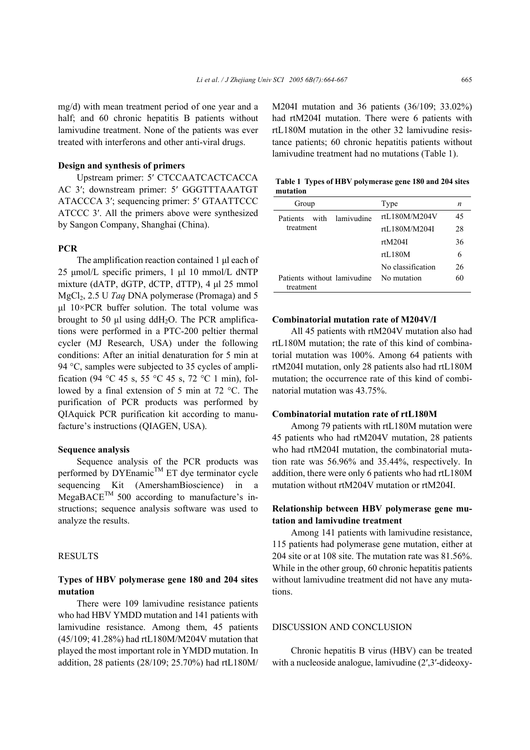mg/d) with mean treatment period of one year and a half; and 60 chronic hepatitis B patients without lamivudine treatment. None of the patients was ever treated with interferons and other anti-viral drugs.

### Design and synthesis of primers

Upstream primer: 5′ CTCCAATCACTCACCA AC 3′; downstream primer: 5′ GGGTTTAAATGT ATACCCA 3′; sequencing primer: 5′ GTAATTCCC ATCCC 3′. All the primers above were synthesized by Sangon Company, Shanghai (China).

### PCR

The amplification reaction contained 1 μl each of 25 μmol/L specific primers, 1 μl 10 mmol/L dNTP mixture (dATP, dGTP, dCTP, dTTP), 4 μl 25 mmol $MgCl_2$, 2.5 U *Taq* DNA polymerase (Promaga) and 5 μl 10×PCR buffer solution. The total volume was brought to 50 μl using dd$H_2O$. The PCR amplifications were performed in a PTC-200 peltier thermal cycler (MJ Research, USA) under the following conditions: After an initial denaturation for 5 min at 94 °C, samples were subjected to 35 cycles of amplification (94 °C 45 s, 55 °C 45 s, 72 °C 1 min), followed by a final extension of 5 min at 72 °C. The purification of PCR products was performed by QIAquick PCR purification kit according to manufacture's instructions (QIAGEN, USA).

### Sequence analysis

Sequence analysis of the PCR products was performed by DYEnamic™ ET dye terminator cycle sequencing Kit (AmershamBioscience) in a MegaBACE™ 500 according to manufacture's instructions; sequence analysis software was used to analyze the results.

## RESULTS

### Types of HBV polymerase gene 180 and 204 sites mutation

There were 109 lamivudine resistance patients who had HBV YMDD mutation and 141 patients with lamivudine resistance. Among them, 45 patients (45/109; 41.28%) had rtL180M/M204V mutation that played the most important role in YMDD mutation. In addition, 28 patients (28/109; 25.70%) had rtL180M/M204I mutation and 36 patients (36/109; 33.02%) had rtM204I mutation. There were 6 patients with rtL180M mutation in the other 32 lamivudine resistance patients; 60 chronic hepatitis patients without lamivudine treatment had no mutations (Table 1).

**Table 1 Types of HBV polymerase gene 180 and 204 sites mutation**

| Group | Type | *n* |
|---|---|---|
| Patients with lamivudine treatment | rtL180M/M204V | 45 |
| | rtL180M/M204I | 28 |
| | rtM204I | 36 |
| | rtL180M | 6 |
| | No classification | 26 |
| Patients without lamivudine treatment | No mutation | 60 |

### Combinatorial mutation rate of M204V/I

All 45 patients with rtM204V mutation also had rtL180M mutation; the rate of this kind of combinatorial mutation was 100%. Among 64 patients with rtM204I mutation, only 28 patients also had rtL180M mutation; the occurrence rate of this kind of combinatorial mutation was 43.75%.

### Combinatorial mutation rate of rtL180M

Among 79 patients with rtL180M mutation were 45 patients who had rtM204V mutation, 28 patients who had rtM204I mutation, the combinatorial mutation rate was 56.96% and 35.44%, respectively. In addition, there were only 6 patients who had rtL180M mutation without rtM204V mutation or rtM204I.

### Relationship between HBV polymerase gene mutation and lamivudine treatment

Among 141 patients with lamivudine resistance, 115 patients had polymerase gene mutation, either at 204 site or at 108 site. The mutation rate was 81.56%. While in the other group, 60 chronic hepatitis patients without lamivudine treatment did not have any mutations.

## DISCUSSION AND CONCLUSION

Chronic hepatitis B virus (HBV) can be treated with a nucleoside analogue, lamivudine (2′,3′-dideoxy-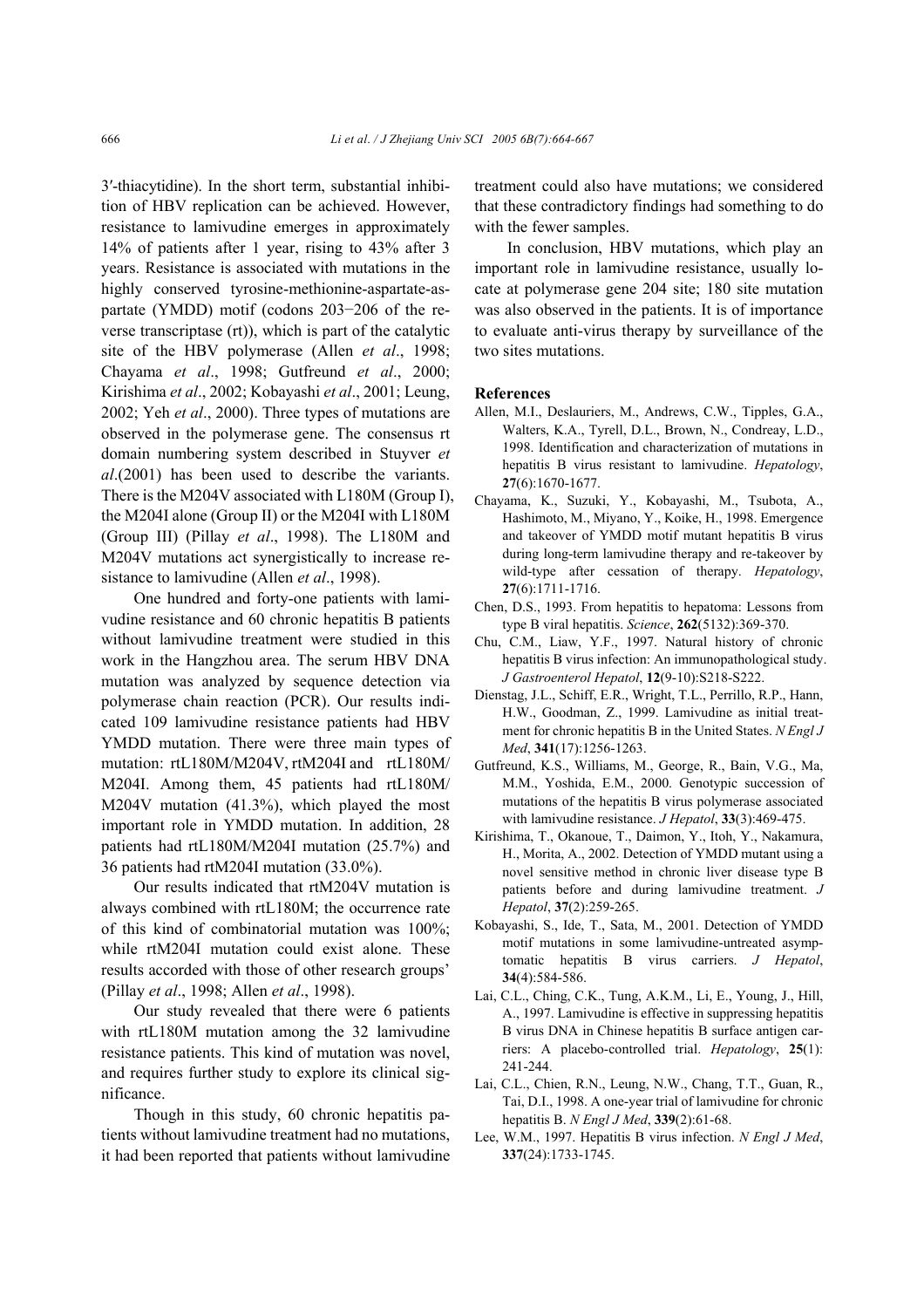3′-thiacytidine). In the short term, substantial inhibition of HBV replication can be achieved. However, resistance to lamivudine emerges in approximately 14% of patients after 1 year, rising to 43% after 3 years. Resistance is associated with mutations in the highly conserved tyrosine-methionine-aspartate-aspartate (YMDD) motif (codons 203−206 of the reverse transcriptase (rt)), which is part of the catalytic site of the HBV polymerase (Allen *et al*., 1998; Chayama *et al*., 1998; Gutfreund *et al*., 2000; Kirishima *et al*., 2002; Kobayashi *et al*., 2001; Leung, 2002; Yeh *et al*., 2000). Three types of mutations are observed in the polymerase gene. The consensus rt domain numbering system described in Stuyver *et al*.(2001) has been used to describe the variants. There is the M204V associated with L180M (Group I), the M204I alone (Group II) or the M204I with L180M (Group III) (Pillay *et al*., 1998). The L180M and M204V mutations act synergistically to increase resistance to lamivudine (Allen *et al*., 1998).

One hundred and forty-one patients with lamivudine resistance and 60 chronic hepatitis B patients without lamivudine treatment were studied in this work in the Hangzhou area. The serum HBV DNA mutation was analyzed by sequence detection via polymerase chain reaction (PCR). Our results indicated 109 lamivudine resistance patients had HBV YMDD mutation. There were three main types of mutation: rtL180M/M204V, rtM204I and rtL180M/M204I. Among them, 45 patients had rtL180M/M204V mutation (41.3%), which played the most important role in YMDD mutation. In addition, 28 patients had rtL180M/M204I mutation (25.7%) and 36 patients had rtM204I mutation (33.0%).

Our results indicated that rtM204V mutation is always combined with rtL180M; the occurrence rate of this kind of combinatorial mutation was 100%; while rtM204I mutation could exist alone. These results accorded with those of other research groups' (Pillay *et al*., 1998; Allen *et al*., 1998).

Our study revealed that there were 6 patients with rtL180M mutation among the 32 lamivudine resistance patients. This kind of mutation was novel, and requires further study to explore its clinical significance.

Though in this study, 60 chronic hepatitis patients without lamivudine treatment had no mutations, it had been reported that patients without lamivudine treatment could also have mutations; we considered that these contradictory findings had something to do with the fewer samples.

In conclusion, HBV mutations, which play an important role in lamivudine resistance, usually locate at polymerase gene 204 site; 180 site mutation was also observed in the patients. It is of importance to evaluate anti-virus therapy by surveillance of the two sites mutations.

## References

- Allen, M.I., Deslauriers, M., Andrews, C.W., Tipples, G.A., Walters, K.A., Tyrell, D.L., Brown, N., Condreay, L.D., 1998. Identification and characterization of mutations in hepatitis B virus resistant to lamivudine. *Hepatology*, **27**(6):1670-1677.
- Chayama, K., Suzuki, Y., Kobayashi, M., Tsubota, A., Hashimoto, M., Miyano, Y., Koike, H., 1998. Emergence and takeover of YMDD motif mutant hepatitis B virus during long-term lamivudine therapy and re-takeover by wild-type after cessation of therapy. *Hepatology*, **27**(6):1711-1716.
- Chen, D.S., 1993. From hepatitis to hepatoma: Lessons from type B viral hepatitis. *Science*, **262**(5132):369-370.
- Chu, C.M., Liaw, Y.F., 1997. Natural history of chronic hepatitis B virus infection: An immunopathological study. *J Gastroenterol Hepatol*, **12**(9-10):S218-S222.
- Dienstag, J.L., Schiff, E.R., Wright, T.L., Perrillo, R.P., Hann, H.W., Goodman, Z., 1999. Lamivudine as initial treatment for chronic hepatitis B in the United States. *N Engl J Med*, **341**(17):1256-1263.
- Gutfreund, K.S., Williams, M., George, R., Bain, V.G., Ma, M.M., Yoshida, E.M., 2000. Genotypic succession of mutations of the hepatitis B virus polymerase associated with lamivudine resistance. *J Hepatol*, **33**(3):469-475.
- Kirishima, T., Okanoue, T., Daimon, Y., Itoh, Y., Nakamura, H., Morita, A., 2002. Detection of YMDD mutant using a novel sensitive method in chronic liver disease type B patients before and during lamivudine treatment. *J Hepatol*, **37**(2):259-265.
- Kobayashi, S., Ide, T., Sata, M., 2001. Detection of YMDD motif mutations in some lamivudine-untreated asymptomatic hepatitis B virus carriers. *J Hepatol*, **34**(4):584-586.
- Lai, C.L., Ching, C.K., Tung, A.K.M., Li, E., Young, J., Hill, A., 1997. Lamivudine is effective in suppressing hepatitis B virus DNA in Chinese hepatitis B surface antigen carriers: A placebo-controlled trial. *Hepatology*, **25**(1): 241-244.
- Lai, C.L., Chien, R.N., Leung, N.W., Chang, T.T., Guan, R., Tai, D.I., 1998. A one-year trial of lamivudine for chronic hepatitis B. *N Engl J Med*, **339**(2):61-68.
- Lee, W.M., 1997. Hepatitis B virus infection. *N Engl J Med*, **337**(24):1733-1745.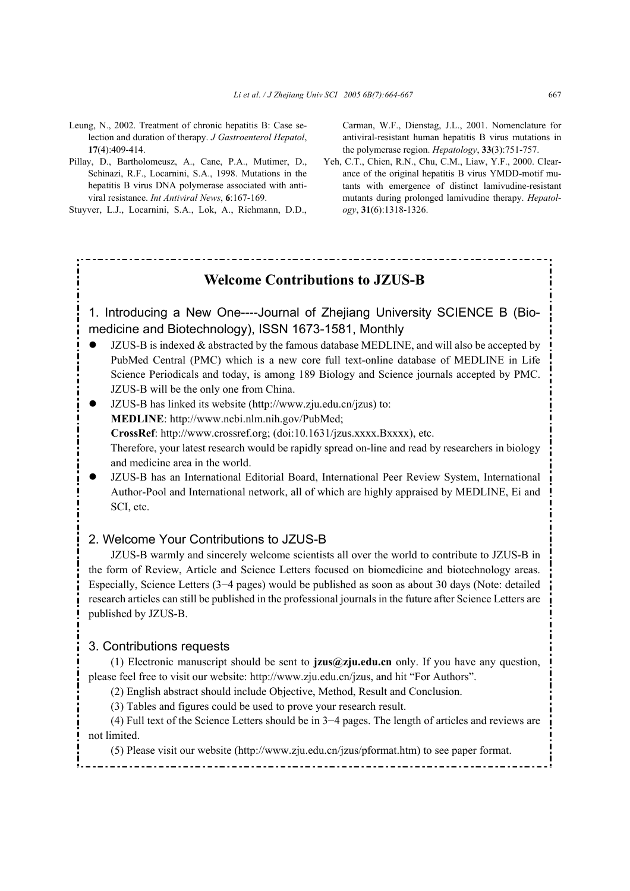Leung, N., 2002. Treatment of chronic hepatitis B: Case selection and duration of therapy. *J Gastroenterol Hepatol*, **17**(4):409-414.

Pillay, D., Bartholomeusz, A., Cane, P.A., Mutimer, D., Schinazi, R.F., Locarnini, S.A., 1998. Mutations in the hepatitis B virus DNA polymerase associated with antiviral resistance. *Int Antiviral News*, **6**:167-169.

Stuyver, L.J., Locarnini, S.A., Lok, A., Richmann, D.D., Carman, W.F., Dienstag, J.L., 2001. Nomenclature for antiviral-resistant human hepatitis B virus mutations in the polymerase region. *Hepatology*, **33**(3):751-757.

Yeh, C.T., Chien, R.N., Chu, C.M., Liaw, Y.F., 2000. Clearance of the original hepatitis B virus YMDD-motif mutants with emergence of distinct lamivudine-resistant mutants during prolonged lamivudine therapy. *Hepatology*, **31**(6):1318-1326.

# Welcome Contributions to JZUS-B

## 1. Introducing a New One----Journal of Zhejiang University SCIENCE B (Biomedicine and Biotechnology), ISSN 1673-1581, Monthly

- JZUS-B is indexed & abstracted by the famous database MEDLINE, and will also be accepted by PubMed Central (PMC) which is a new core full text-online database of MEDLINE in Life Science Periodicals and today, is among 189 Biology and Science journals accepted by PMC. JZUS-B will be the only one from China.
- JZUS-B has linked its website (http://www.zju.edu.cn/jzus) to:
  **MEDLINE**: http://www.ncbi.nlm.nih.gov/PubMed;
  **CrossRef**: http://www.crossref.org; (doi:10.1631/jzus.xxxx.Bxxxx), etc.
  Therefore, your latest research would be rapidly spread on-line and read by researchers in biology and medicine area in the world.
- JZUS-B has an International Editorial Board, International Peer Review System, International Author-Pool and International network, all of which are highly appraised by MEDLINE, Ei and SCI, etc.

## 2. Welcome Your Contributions to JZUS-B

JZUS-B warmly and sincerely welcome scientists all over the world to contribute to JZUS-B in the form of Review, Article and Science Letters focused on biomedicine and biotechnology areas. Especially, Science Letters (3−4 pages) would be published as soon as about 30 days (Note: detailed research articles can still be published in the professional journals in the future after Science Letters are published by JZUS-B.

## 3. Contributions requests

(1) Electronic manuscript should be sent to **jzus@zju.edu.cn** only. If you have any question, please feel free to visit our website: http://www.zju.edu.cn/jzus, and hit "For Authors".

(2) English abstract should include Objective, Method, Result and Conclusion.

(3) Tables and figures could be used to prove your research result.

(4) Full text of the Science Letters should be in 3−4 pages. The length of articles and reviews are not limited.

(5) Please visit our website (http://www.zju.edu.cn/jzus/pformat.htm) to see paper format.